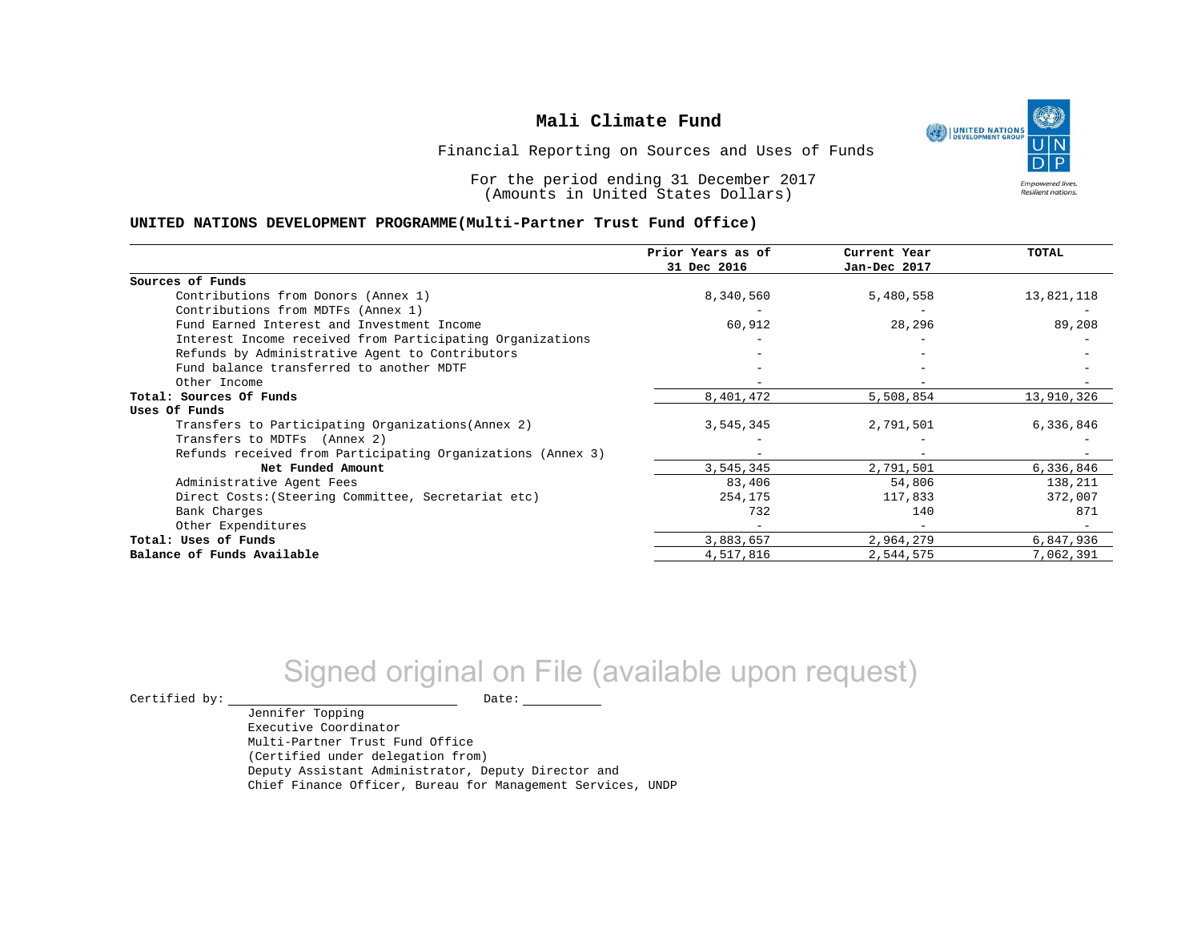# Mali Climate Fund

Financial Reporting on Sources and Uses of Funds

For the period ending 31 December 2017
(Amounts in United States Dollars)

**UNITED NATIONS DEVELOPMENT PROGRAMME(Multi-Partner Trust Fund Office)**

| | Prior Years as of 31 Dec 2016 | Current Year Jan-Dec 2017 | TOTAL |
|---|---|---|---|
| **Sources of Funds** | | | |
| Contributions from Donors (Annex 1) | 8,340,560 | 5,480,558 | 13,821,118 |
| Contributions from MDTFs (Annex 1) | - | - | - |
| Fund Earned Interest and Investment Income | 60,912 | 28,296 | 89,208 |
| Interest Income received from Participating Organizations | - | - | - |
| Refunds by Administrative Agent to Contributors | - | - | - |
| Fund balance transferred to another MDTF | - | - | - |
| Other Income | - | - | - |
| **Total: Sources Of Funds** | 8,401,472 | 5,508,854 | 13,910,326 |
| **Uses Of Funds** | | | |
| Transfers to Participating Organizations(Annex 2) | 3,545,345 | 2,791,501 | 6,336,846 |
| Transfers to MDTFs (Annex 2) | - | - | - |
| Refunds received from Participating Organizations (Annex 3) | - | - | - |
| **Net Funded Amount** | 3,545,345 | 2,791,501 | 6,336,846 |
| Administrative Agent Fees | 83,406 | 54,806 | 138,211 |
| Direct Costs:(Steering Committee, Secretariat etc) | 254,175 | 117,833 | 372,007 |
| Bank Charges | 732 | 140 | 871 |
| Other Expenditures | - | - | - |
| **Total: Uses of Funds** | 3,883,657 | 2,964,279 | 6,847,936 |
| **Balance of Funds Available** | 4,517,816 | 2,544,575 | 7,062,391 |

Signed original on File (available upon request)

Certified by: ____________________ Date: __________

Jennifer Topping
Executive Coordinator
Multi-Partner Trust Fund Office
(Certified under delegation from)
Deputy Assistant Administrator, Deputy Director and
Chief Finance Officer, Bureau for Management Services, UNDP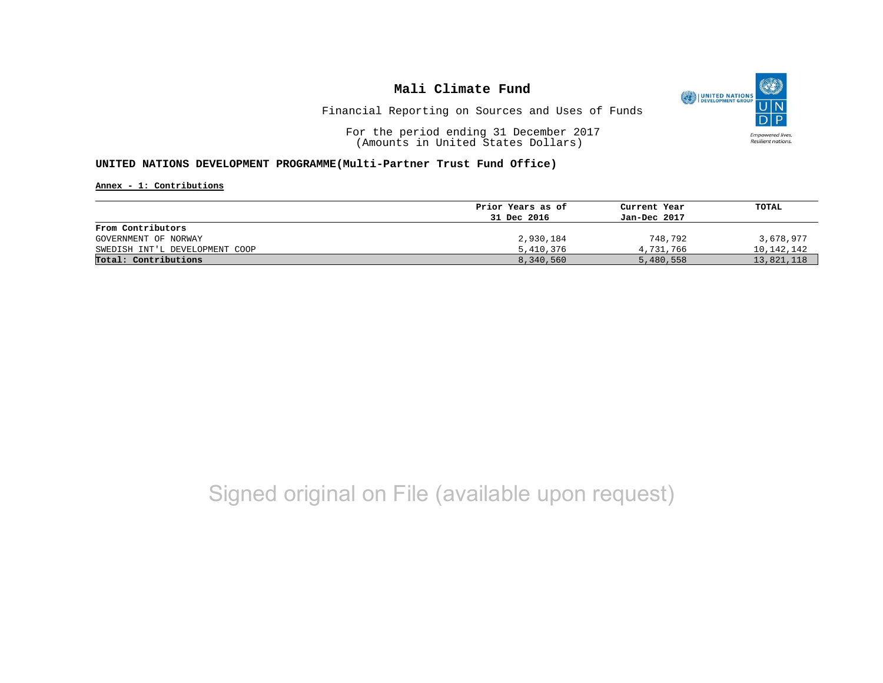# Mali Climate Fund

Financial Reporting on Sources and Uses of Funds

For the period ending 31 December 2017
(Amounts in United States Dollars)

**UNITED NATIONS DEVELOPMENT PROGRAMME(Multi-Partner Trust Fund Office)**

**Annex - 1: Contributions**

| | Prior Years as of 31 Dec 2016 | Current Year Jan-Dec 2017 | TOTAL |
|---|---|---|---|
| **From Contributors** | | | |
| GOVERNMENT OF NORWAY | 2,930,184 | 748,792 | 3,678,977 |
| SWEDISH INT'L DEVELOPMENT COOP | 5,410,376 | 4,731,766 | 10,142,142 |
| **Total: Contributions** | 8,340,560 | 5,480,558 | 13,821,118 |

Signed original on File (available upon request)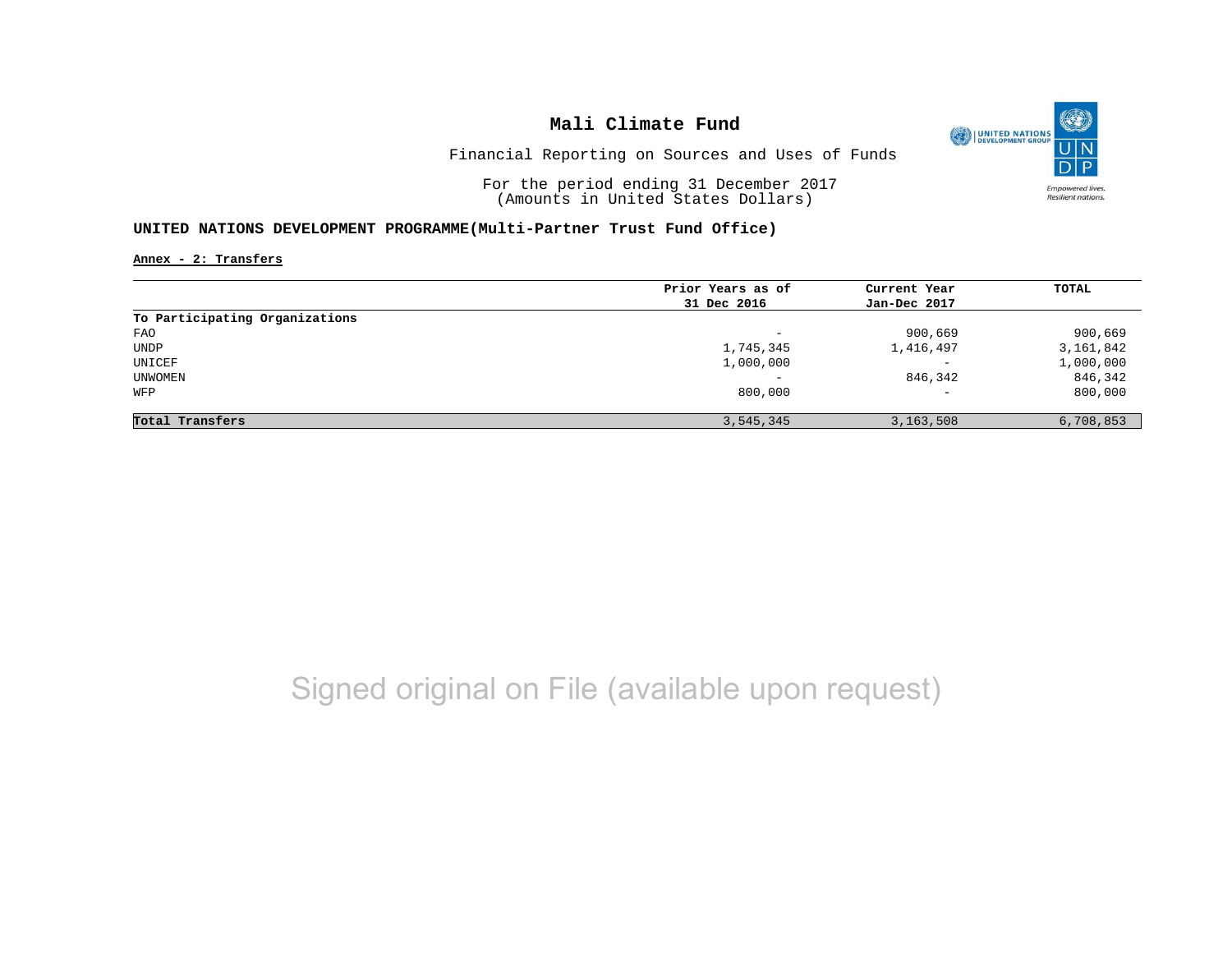# Mali Climate Fund

Financial Reporting on Sources and Uses of Funds

For the period ending 31 December 2017
(Amounts in United States Dollars)

## UNITED NATIONS DEVELOPMENT PROGRAMME(Multi-Partner Trust Fund Office)

**Annex - 2: Transfers**

| | Prior Years as of 31 Dec 2016 | Current Year Jan-Dec 2017 | TOTAL |
|---|---|---|---|
| **To Participating Organizations** | | | |
| FAO | - | 900,669 | 900,669 |
| UNDP | 1,745,345 | 1,416,497 | 3,161,842 |
| UNICEF | 1,000,000 | - | 1,000,000 |
| UNWOMEN | - | 846,342 | 846,342 |
| WFP | 800,000 | - | 800,000 |
| **Total Transfers** | 3,545,345 | 3,163,508 | 6,708,853 |

Signed original on File (available upon request)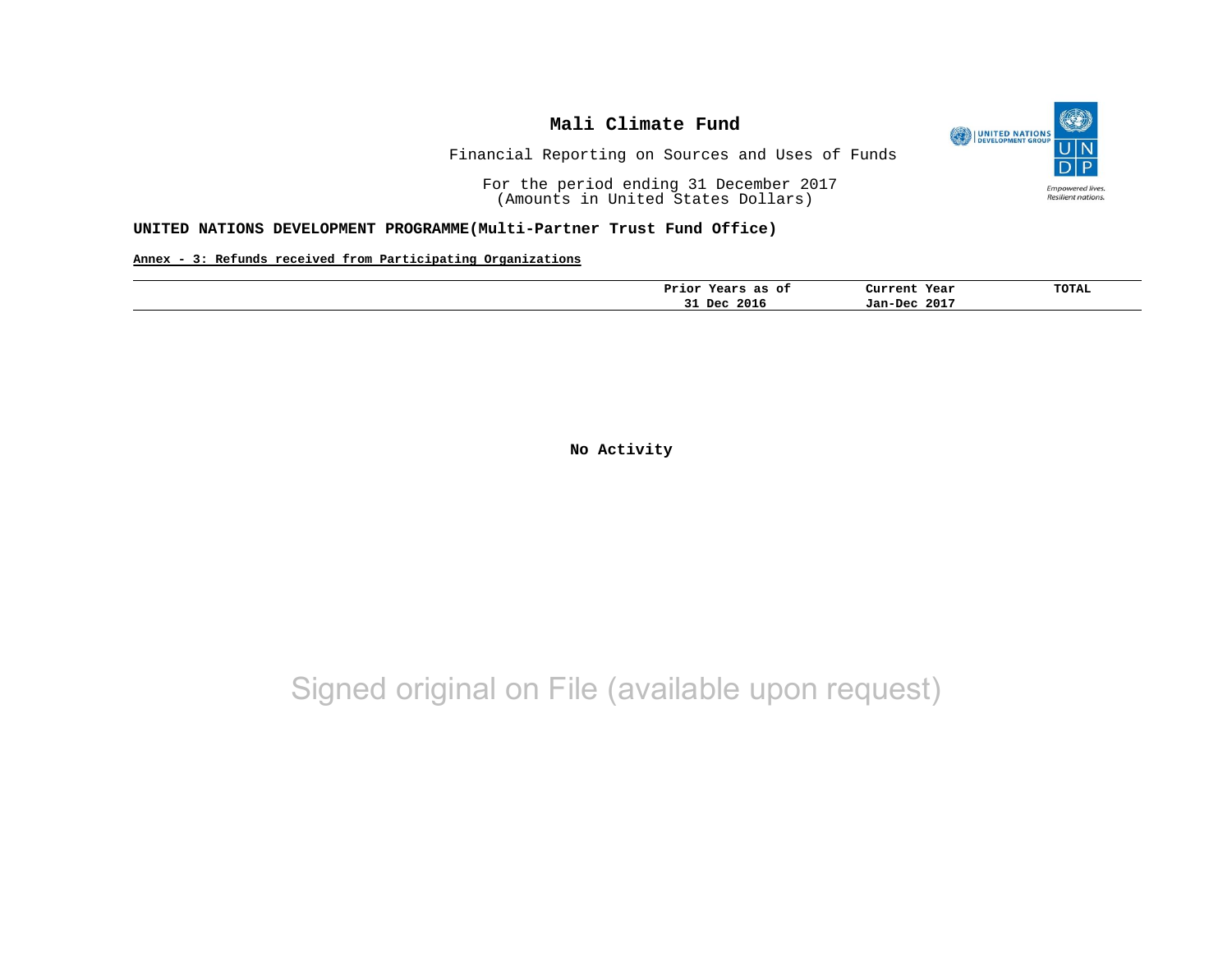# Mali Climate Fund

Financial Reporting on Sources and Uses of Funds

For the period ending 31 December 2017
(Amounts in United States Dollars)

**UNITED NATIONS DEVELOPMENT PROGRAMME(Multi-Partner Trust Fund Office)**

**Annex - 3: Refunds received from Participating Organizations**

| | Prior Years as of 31 Dec 2016 | Current Year Jan-Dec 2017 | TOTAL |
|---|---|---|---|

**No Activity**

Signed original on File (available upon request)